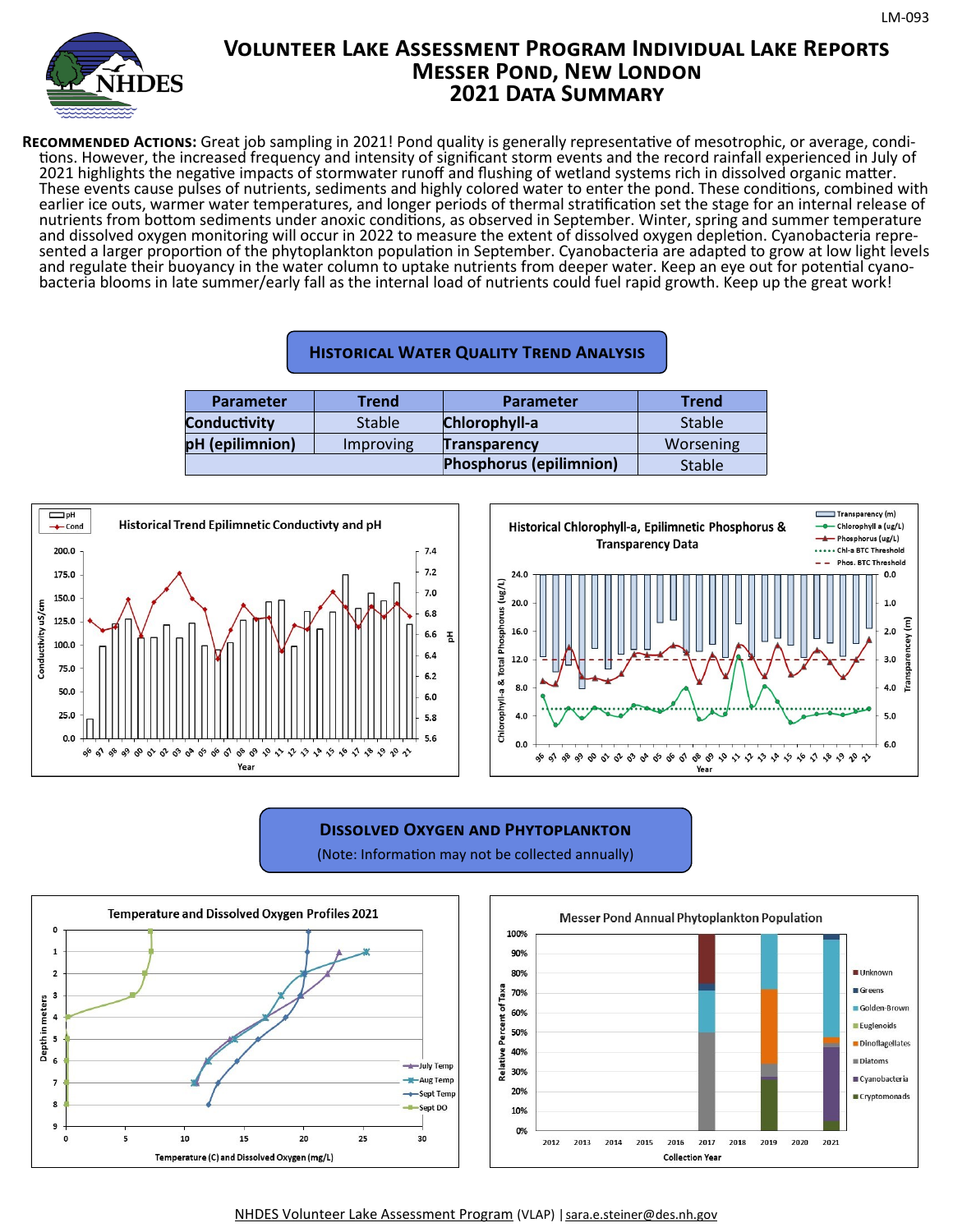LM-093

# Volunteer Lake Assessment Program Individual Lake Reports
# Messer Pond, New London
# 2021 Data Summary

**Recommended Actions:** Great job sampling in 2021! Pond quality is generally representative of mesotrophic, or average, conditions. However, the increased frequency and intensity of significant storm events and the record rainfall experienced in July of 2021 highlights the negative impacts of stormwater runoff and flushing of wetland systems rich in dissolved organic matter. These events cause pulses of nutrients, sediments and highly colored water to enter the pond. These conditions, combined with earlier ice outs, warmer water temperatures, and longer periods of thermal stratification set the stage for an internal release of nutrients from bottom sediments under anoxic conditions, as observed in September. Winter, spring and summer temperature and dissolved oxygen monitoring will occur in 2022 to measure the extent of dissolved oxygen depletion. Cyanobacteria represented a larger proportion of the phytoplankton population in September. Cyanobacteria are adapted to grow at low light levels and regulate their buoyancy in the water column to uptake nutrients from deeper water. Keep an eye out for potential cyanobacteria blooms in late summer/early fall as the internal load of nutrients could fuel rapid growth. Keep up the great work!

## Historical Water Quality Trend Analysis

| Parameter | Trend | Parameter | Trend |
|---|---|---|---|
| Conductivity | Stable | Chlorophyll-a | Stable |
| pH (epilimnion) | Improving | Transparency | Worsening |
| | | Phosphorus (epilimnion) | Stable |

## Dissolved Oxygen and Phytoplankton

(Note: Information may not be collected annually)

NHDES Volunteer Lake Assessment Program (VLAP) | sara.e.steiner@des.nh.gov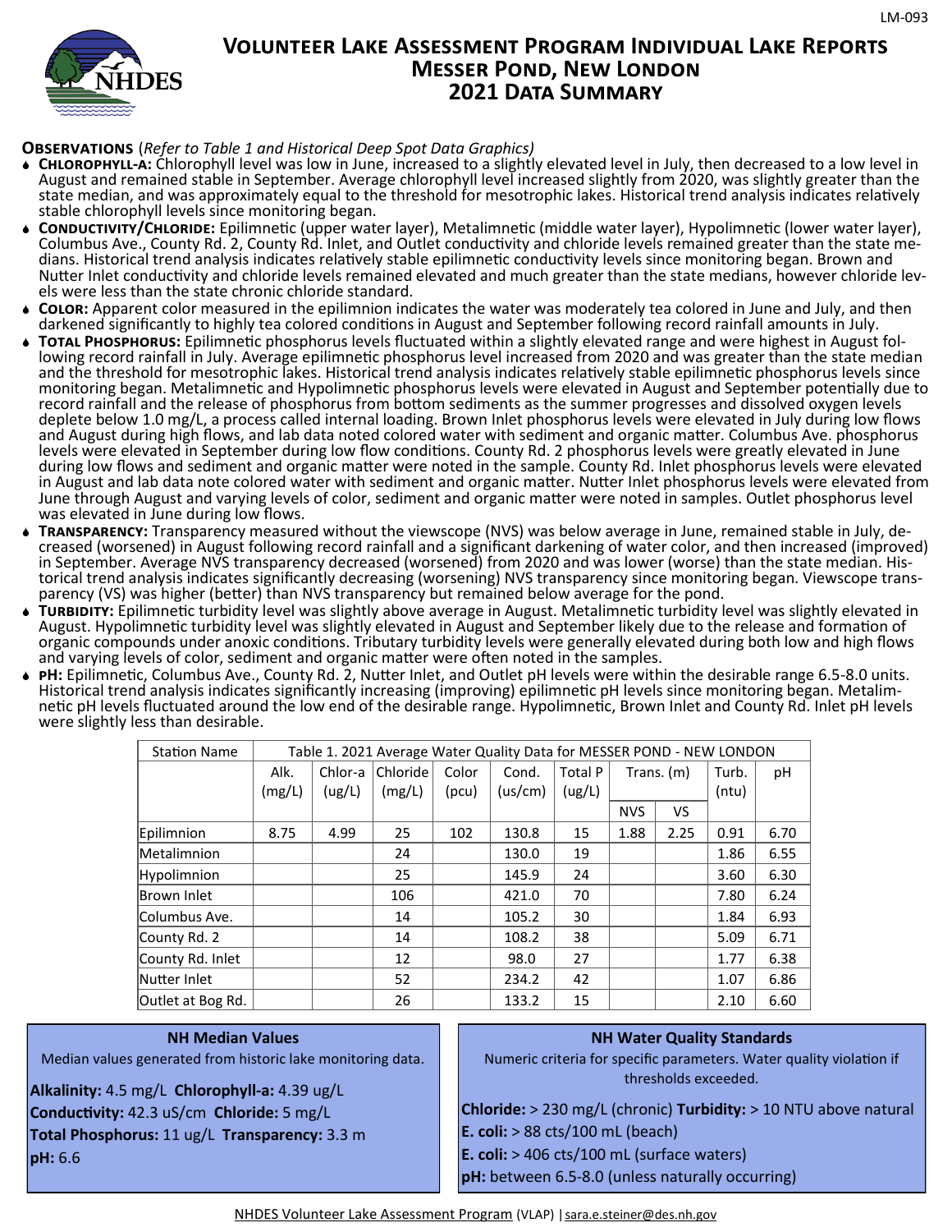LM-093

# Volunteer Lake Assessment Program Individual Lake Reports
# Messer Pond, New London
# 2021 Data Summary

**Observations** (*Refer to Table 1 and Historical Deep Spot Data Graphics*)

- **Chlorophyll-a:** Chlorophyll level was low in June, increased to a slightly elevated level in July, then decreased to a low level in August and remained stable in September. Average chlorophyll level increased slightly from 2020, was slightly greater than the state median, and was approximately equal to the threshold for mesotrophic lakes. Historical trend analysis indicates relatively stable chlorophyll levels since monitoring began.
- **Conductivity/Chloride:** Epilimnetic (upper water layer), Metalimnetic (middle water layer), Hypolimnetic (lower water layer), Columbus Ave., County Rd. 2, County Rd. Inlet, and Outlet conductivity and chloride levels remained greater than the state medians. Historical trend analysis indicates relatively stable epilimnetic conductivity levels since monitoring began. Brown and Nutter Inlet conductivity and chloride levels remained elevated and much greater than the state medians, however chloride levels were less than the state chronic chloride standard.
- **Color:** Apparent color measured in the epilimnion indicates the water was moderately tea colored in June and July, and then darkened significantly to highly tea colored conditions in August and September following record rainfall amounts in July.
- **Total Phosphorus:** Epilimnetic phosphorus levels fluctuated within a slightly elevated range and were highest in August following record rainfall in July. Average epilimnetic phosphorus level increased from 2020 and was greater than the state median and the threshold for mesotrophic lakes. Historical trend analysis indicates relatively stable epilimnetic phosphorus levels since monitoring began. Metalimnetic and Hypolimnetic phosphorus levels were elevated in August and September potentially due to record rainfall and the release of phosphorus from bottom sediments as the summer progresses and dissolved oxygen levels deplete below 1.0 mg/L, a process called internal loading. Brown Inlet phosphorus levels were elevated in July during low flows and August during high flows, and lab data noted colored water with sediment and organic matter. Columbus Ave. phosphorus levels were elevated in September during low flow conditions. County Rd. 2 phosphorus levels were greatly elevated in June during low flows and sediment and organic matter were noted in the sample. County Rd. Inlet phosphorus levels were elevated in August and lab data note colored water with sediment and organic matter. Nutter Inlet phosphorus levels were elevated from June through August and varying levels of color, sediment and organic matter were noted in samples. Outlet phosphorus level was elevated in June during low flows.
- **Transparency:** Transparency measured without the viewscope (NVS) was below average in June, remained stable in July, decreased (worsened) in August following record rainfall and a significant darkening of water color, and then increased (improved) in September. Average NVS transparency decreased (worsened) from 2020 and was lower (worse) than the state median. Historical trend analysis indicates significantly decreasing (worsening) NVS transparency since monitoring began. Viewscope transparency (VS) was higher (better) than NVS transparency but remained below average for the pond.
- **Turbidity:** Epilimnetic turbidity level was slightly above average in August. Metalimnetic turbidity level was slightly elevated in August. Hypolimnetic turbidity level was slightly elevated in August and September likely due to the release and formation of organic compounds under anoxic conditions. Tributary turbidity levels were generally elevated during both low and high flows and varying levels of color, sediment and organic matter were often noted in the samples.
- **pH:** Epilimnetic, Columbus Ave., County Rd. 2, Nutter Inlet, and Outlet pH levels were within the desirable range 6.5-8.0 units. Historical trend analysis indicates significantly increasing (improving) epilimnetic pH levels since monitoring began. Metalimnetic pH levels fluctuated around the low end of the desirable range. Hypolimnetic, Brown Inlet and County Rd. Inlet pH levels were slightly less than desirable.

| Station Name | Table 1. 2021 Average Water Quality Data for MESSER POND - NEW LONDON | | | | | | | | | |
|---|---|---|---|---|---|---|---|---|---|---|
| | Alk. (mg/L) | Chlor-a (ug/L) | Chloride (mg/L) | Color (pcu) | Cond. (us/cm) | Total P (ug/L) | Trans. (m) | | Turb. (ntu) | pH |
| | | | | | | | NVS | VS | | |
| Epilimnion | 8.75 | 4.99 | 25 | 102 | 130.8 | 15 | 1.88 | 2.25 | 0.91 | 6.70 |
| Metalimnion | | | 24 | | 130.0 | 19 | | | 1.86 | 6.55 |
| Hypolimnion | | | 25 | | 145.9 | 24 | | | 3.60 | 6.30 |
| Brown Inlet | | | 106 | | 421.0 | 70 | | | 7.80 | 6.24 |
| Columbus Ave. | | | 14 | | 105.2 | 30 | | | 1.84 | 6.93 |
| County Rd. 2 | | | 14 | | 108.2 | 38 | | | 5.09 | 6.71 |
| County Rd. Inlet | | | 12 | | 98.0 | 27 | | | 1.77 | 6.38 |
| Nutter Inlet | | | 52 | | 234.2 | 42 | | | 1.07 | 6.86 |
| Outlet at Bog Rd. | | | 26 | | 133.2 | 15 | | | 2.10 | 6.60 |

**NH Median Values**

Median values generated from historic lake monitoring data.

**Alkalinity:** 4.5 mg/L **Chlorophyll-a:** 4.39 ug/L
**Conductivity:** 42.3 uS/cm **Chloride:** 5 mg/L
**Total Phosphorus:** 11 ug/L **Transparency:** 3.3 m
**pH:** 6.6

**NH Water Quality Standards**

Numeric criteria for specific parameters. Water quality violation if thresholds exceeded.

**Chloride:** > 230 mg/L (chronic) **Turbidity:** > 10 NTU above natural
**E. coli:** > 88 cts/100 mL (beach)
**E. coli:** > 406 cts/100 mL (surface waters)
**pH:** between 6.5-8.0 (unless naturally occurring)

NHDES Volunteer Lake Assessment Program (VLAP) | sara.e.steiner@des.nh.gov